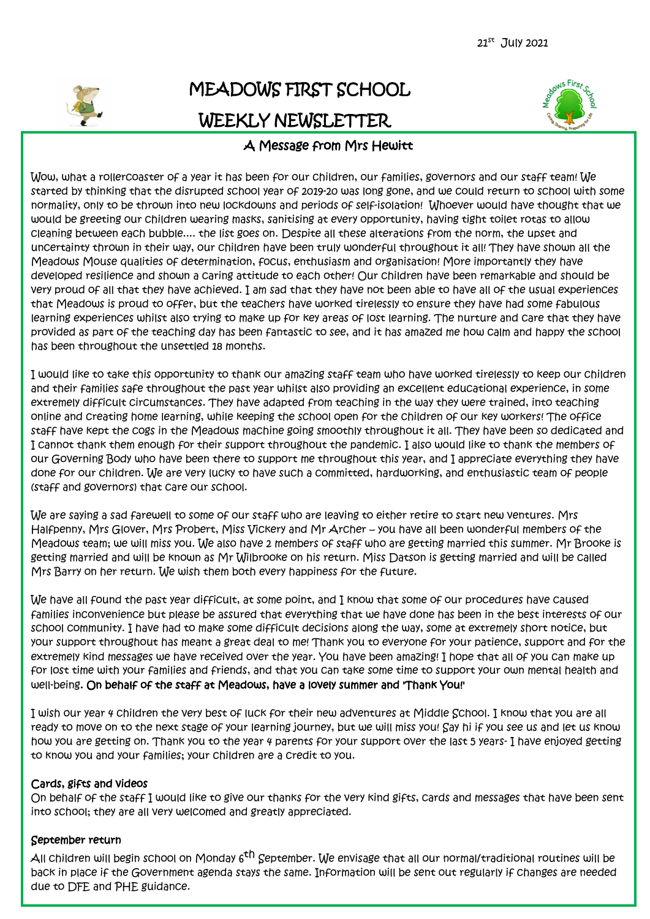21st July 2021

# MEADOWS FIRST SCHOOL

# WEEKLY NEWSLETTER

## A Message from Mrs Hewitt

Wow, what a rollercoaster of a year it has been for our children, our families, governors and our staff team! We started by thinking that the disrupted school year of 2019-20 was long gone, and we could return to school with some normality, only to be thrown into new lockdowns and periods of self-isolation! Whoever would have thought that we would be greeting our children wearing masks, sanitising at every opportunity, having tight toilet rotas to allow cleaning between each bubble.... the list goes on. Despite all these alterations from the norm, the upset and uncertainty thrown in their way, our children have been truly wonderful throughout it all! They have shown all the Meadows Mouse qualities of determination, focus, enthusiasm and organisation! More importantly they have developed resilience and shown a caring attitude to each other! Our children have been remarkable and should be very proud of all that they have achieved. I am sad that they have not been able to have all of the usual experiences that Meadows is proud to offer, but the teachers have worked tirelessly to ensure they have had some fabulous learning experiences whilst also trying to make up for key areas of lost learning. The nurture and care that they have provided as part of the teaching day has been fantastic to see, and it has amazed me how calm and happy the school has been throughout the unsettled 18 months.

I would like to take this opportunity to thank our amazing staff team who have worked tirelessly to keep our children and their families safe throughout the past year whilst also providing an excellent educational experience, in some extremely difficult circumstances. They have adapted from teaching in the way they were trained, into teaching online and creating home learning, while keeping the school open for the children of our key workers! The office staff have kept the cogs in the Meadows machine going smoothly throughout it all. They have been so dedicated and I cannot thank them enough for their support throughout the pandemic. I also would like to thank the members of our Governing Body who have been there to support me throughout this year, and I appreciate everything they have done for our children. We are very lucky to have such a committed, hardworking, and enthusiastic team of people (staff and governors) that care our school.

We are saying a sad farewell to some of our staff who are leaving to either retire to start new ventures. Mrs Halfpenny, Mrs Glover, Mrs Probert, Miss Vickery and Mr Archer – you have all been wonderful members of the Meadows team; we will miss you. We also have 2 members of staff who are getting married this summer. Mr Brooke is getting married and will be known as Mr Wilbrooke on his return. Miss Datson is getting married and will be called Mrs Barry on her return. We wish them both every happiness for the future.

We have all found the past year difficult, at some point, and I know that some of our procedures have caused families inconvenience but please be assured that everything that we have done has been in the best interests of our school community. I have had to make some difficult decisions along the way, some at extremely short notice, but your support throughout has meant a great deal to me! Thank you to everyone for your patience, support and for the extremely kind messages we have received over the year. You have been amazing! I hope that all of you can make up for lost time with your families and friends, and that you can take some time to support your own mental health and well-being. **On behalf of the staff at Meadows, have a lovely summer and 'Thank You!'**

I wish our year 4 children the very best of luck for their new adventures at Middle School. I know that you are all ready to move on to the next stage of your learning journey, but we will miss you! Say hi if you see us and let us know how you are getting on. Thank you to the year 4 parents for your support over the last 5 years- I have enjoyed getting to know you and your families; your children are a credit to you.

### Cards, gifts and videos

On behalf of the staff I would like to give our thanks for the very kind gifts, cards and messages that have been sent into school; they are all very welcomed and greatly appreciated.

### September return

All children will begin school on Monday 6th September. We envisage that all our normal/traditional routines will be back in place if the Government agenda stays the same. Information will be sent out regularly if changes are needed due to DFE and PHE guidance.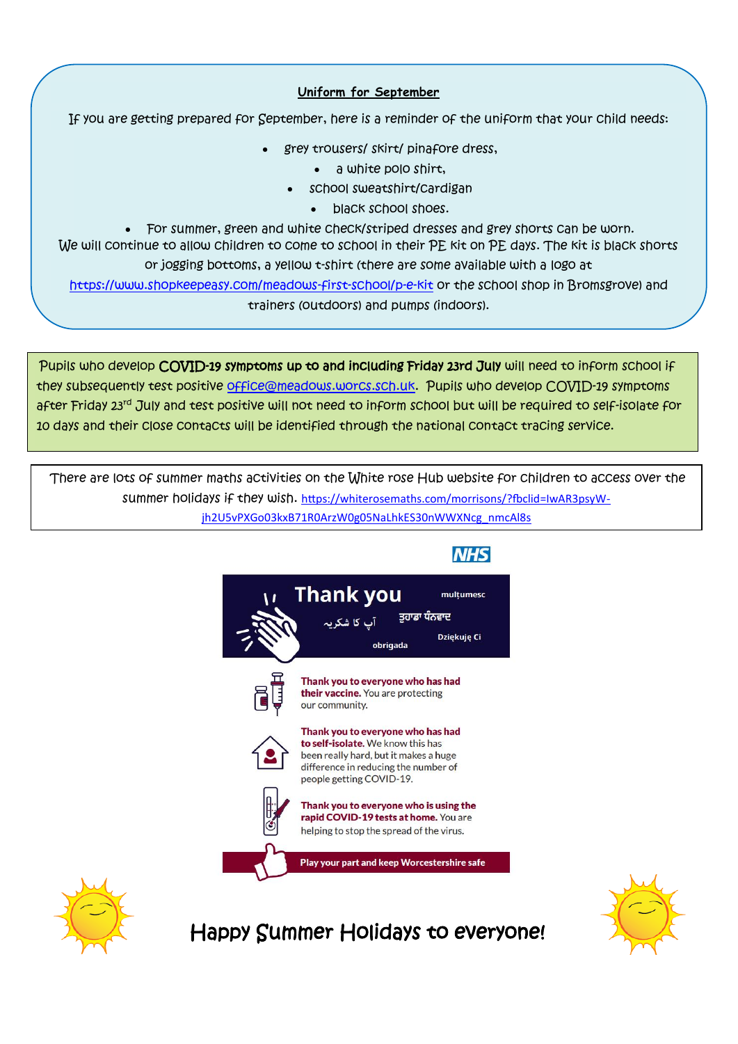## Uniform for September

If you are getting prepared for September, here is a reminder of the uniform that your child needs:

- grey trousers/ skirt/ pinafore dress,
- a white polo shirt,
- school sweatshirt/cardigan
- black school shoes.
- For summer, green and white check/striped dresses and grey shorts can be worn.

We will continue to allow children to come to school in their PE kit on PE days. The kit is black shorts or jogging bottoms, a yellow t-shirt (there are some available with a logo at https://www.shopkeepeasy.com/meadows-first-school/p-e-kit or the school shop in Bromsgrove) and trainers (outdoors) and pumps (indoors).

Pupils who develop **COVID-19 symptoms up to and including Friday 23rd July** will need to inform school if they subsequently test positive office@meadows.worcs.sch.uk. Pupils who develop COVID-19 symptoms after Friday 23rd July and test positive will not need to inform school but will be required to self-isolate for 10 days and their close contacts will be identified through the national contact tracing service.

There are lots of summer maths activities on the White rose Hub website for children to access over the summer holidays if they wish. https://whiterosemaths.com/morrisons/?fbclid=IwAR3psyW-jh2U5vPXGo03kxB71R0ArzW0g05NaLhkES30nWWXNcg_nmcAl8s

NHS

**Thank you**

multumesc

آپ کا شکریہ

ਤੁਹਾਡਾ ਧੰਨਵਾਦ

Dziękuję Ci

obrigada

**Thank you to everyone who has had their vaccine.** You are protecting our community.

**Thank you to everyone who has had to self-isolate.** We know this has been really hard, but it makes a huge difference in reducing the number of people getting COVID-19.

**Thank you to everyone who is using the rapid COVID-19 tests at home.** You are helping to stop the spread of the virus.

**Play your part and keep Worcestershire safe**

# Happy Summer Holidays to everyone!